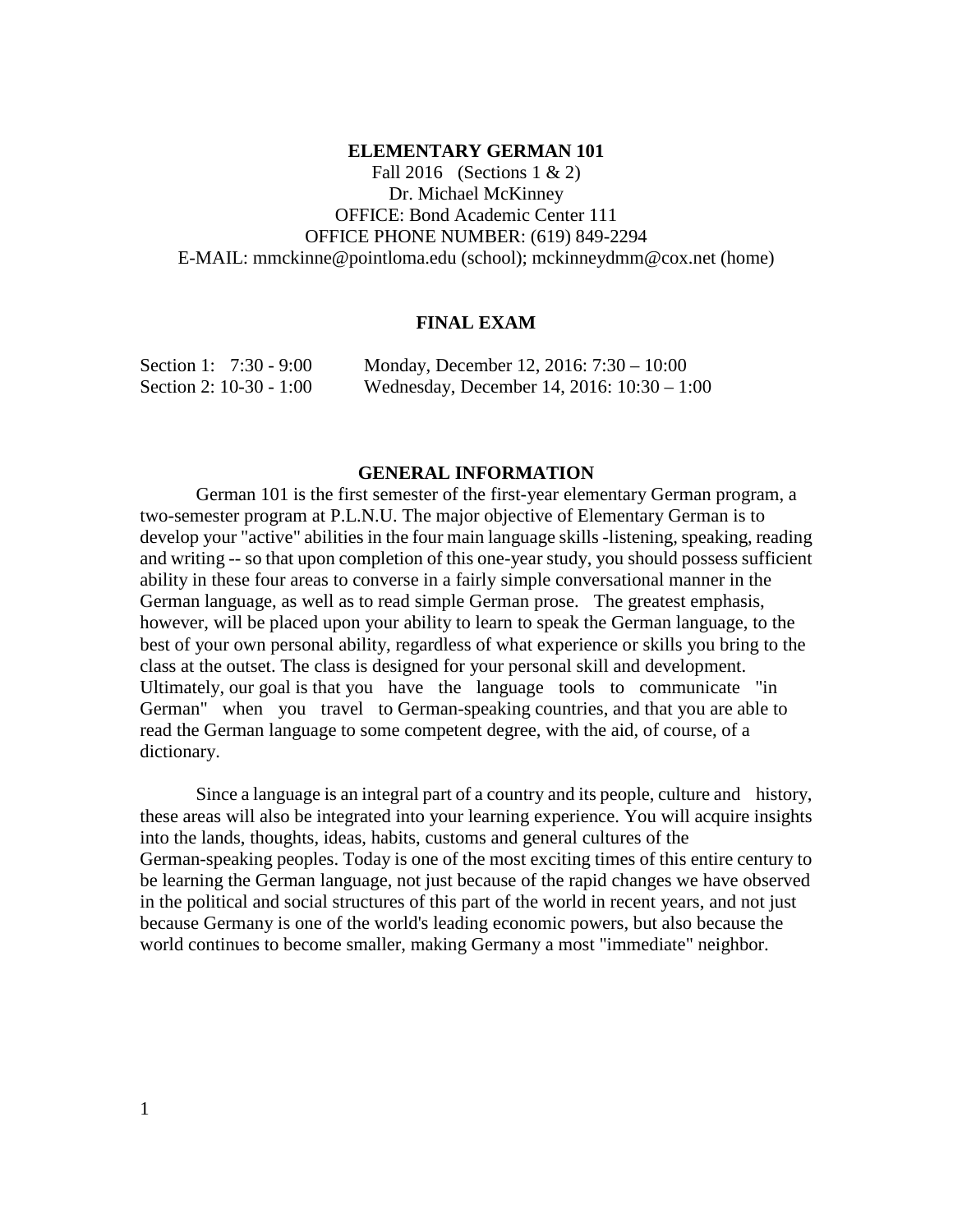# ELEMENTARY GERMAN 101

Fall 2016 (Sections 1 & 2)
Dr. Michael McKinney
OFFICE: Bond Academic Center 111
OFFICE PHONE NUMBER: (619) 849-2294
E-MAIL: mmckinne@pointloma.edu (school); mckinneydmm@cox.net (home)

## FINAL EXAM

| | |
|---|---|
| Section 1: 7:30 - 9:00 | Monday, December 12, 2016: 7:30 – 10:00 |
| Section 2: 10-30 - 1:00 | Wednesday, December 14, 2016: 10:30 – 1:00 |

## GENERAL INFORMATION

German 101 is the first semester of the first-year elementary German program, a two-semester program at P.L.N.U. The major objective of Elementary German is to develop your "active" abilities in the four main language skills -listening, speaking, reading and writing -- so that upon completion of this one-year study, you should possess sufficient ability in these four areas to converse in a fairly simple conversational manner in the German language, as well as to read simple German prose. The greatest emphasis, however, will be placed upon your ability to learn to speak the German language, to the best of your own personal ability, regardless of what experience or skills you bring to the class at the outset. The class is designed for your personal skill and development. Ultimately, our goal is that you have the language tools to communicate "in German" when you travel to German-speaking countries, and that you are able to read the German language to some competent degree, with the aid, of course, of a dictionary.

Since a language is an integral part of a country and its people, culture and history, these areas will also be integrated into your learning experience. You will acquire insights into the lands, thoughts, ideas, habits, customs and general cultures of the German-speaking peoples. Today is one of the most exciting times of this entire century to be learning the German language, not just because of the rapid changes we have observed in the political and social structures of this part of the world in recent years, and not just because Germany is one of the world's leading economic powers, but also because the world continues to become smaller, making Germany a most "immediate" neighbor.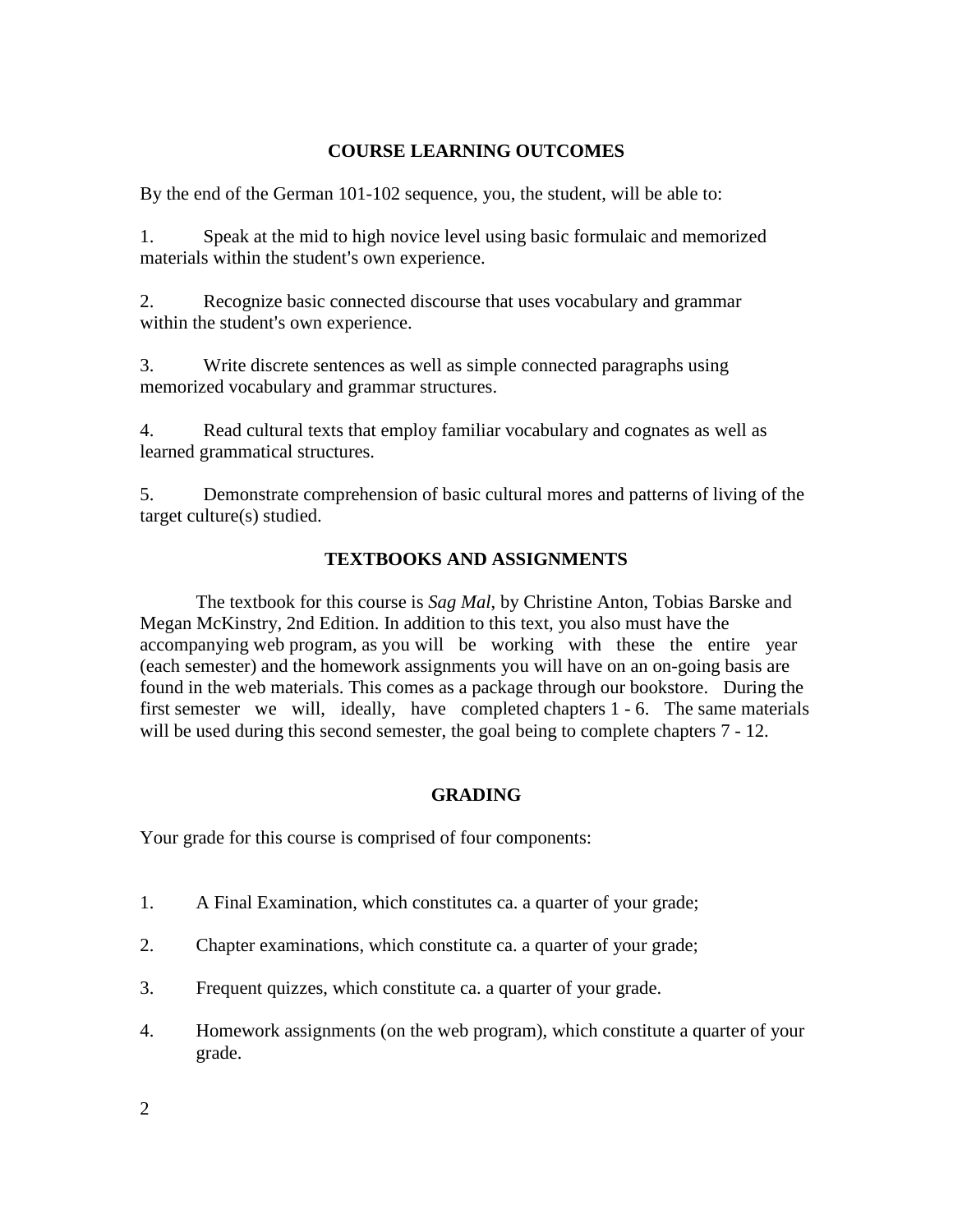## COURSE LEARNING OUTCOMES

By the end of the German 101-102 sequence, you, the student, will be able to:

1. Speak at the mid to high novice level using basic formulaic and memorized materials within the student's own experience.

2. Recognize basic connected discourse that uses vocabulary and grammar within the student's own experience.

3. Write discrete sentences as well as simple connected paragraphs using memorized vocabulary and grammar structures.

4. Read cultural texts that employ familiar vocabulary and cognates as well as learned grammatical structures.

5. Demonstrate comprehension of basic cultural mores and patterns of living of the target culture(s) studied.

## TEXTBOOKS AND ASSIGNMENTS

The textbook for this course is *Sag Mal*, by Christine Anton, Tobias Barske and Megan McKinstry, 2nd Edition. In addition to this text, you also must have the accompanying web program, as you will be working with these the entire year (each semester) and the homework assignments you will have on an on-going basis are found in the web materials. This comes as a package through our bookstore. During the first semester we will, ideally, have completed chapters 1 - 6. The same materials will be used during this second semester, the goal being to complete chapters 7 - 12.

## GRADING

Your grade for this course is comprised of four components:

1. A Final Examination, which constitutes ca. a quarter of your grade;

2. Chapter examinations, which constitute ca. a quarter of your grade;

3. Frequent quizzes, which constitute ca. a quarter of your grade.

4. Homework assignments (on the web program), which constitute a quarter of your grade.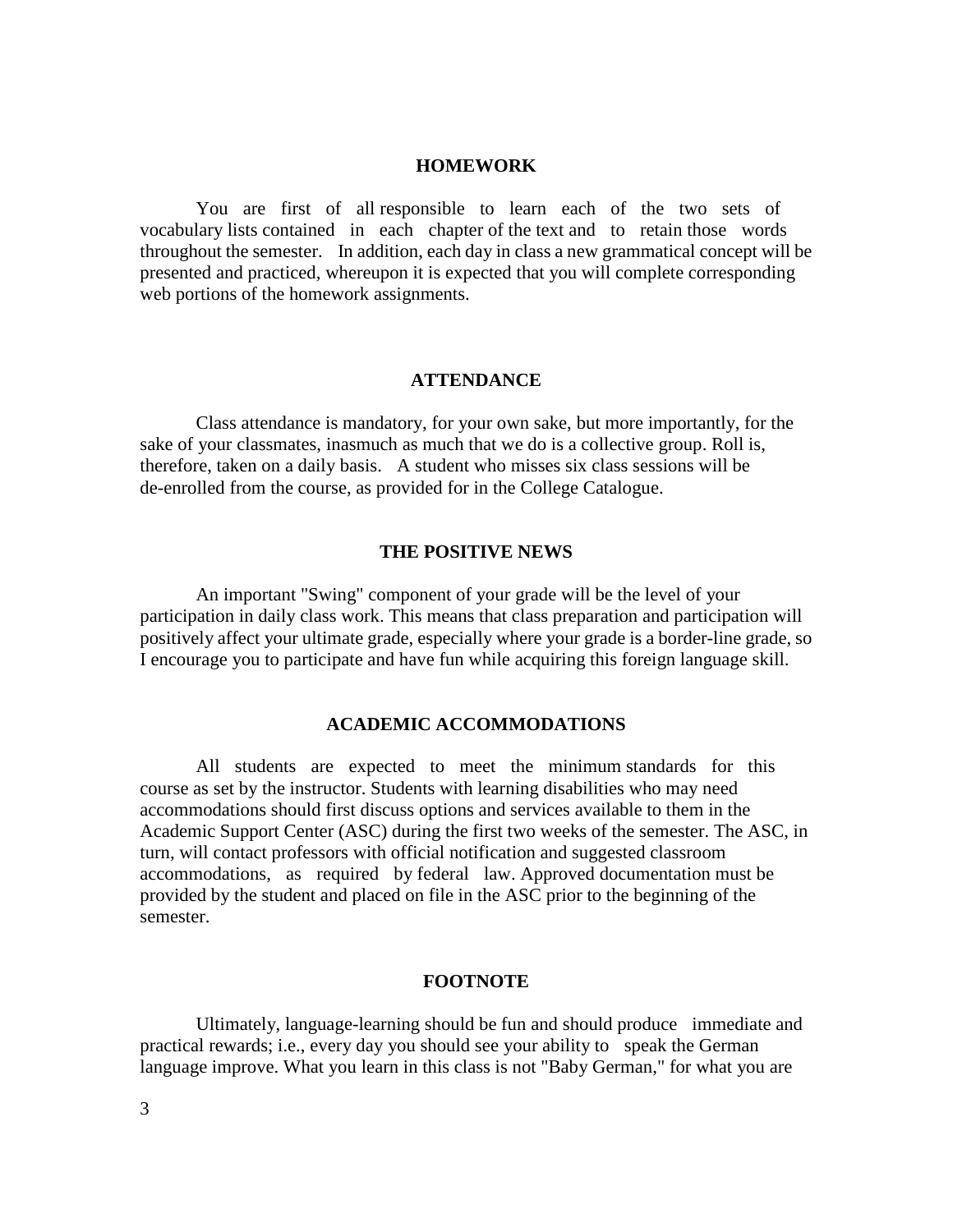## HOMEWORK

You are first of all responsible to learn each of the two sets of vocabulary lists contained in each chapter of the text and to retain those words throughout the semester. In addition, each day in class a new grammatical concept will be presented and practiced, whereupon it is expected that you will complete corresponding web portions of the homework assignments.

## ATTENDANCE

Class attendance is mandatory, for your own sake, but more importantly, for the sake of your classmates, inasmuch as much that we do is a collective group. Roll is, therefore, taken on a daily basis. A student who misses six class sessions will be de-enrolled from the course, as provided for in the College Catalogue.

## THE POSITIVE NEWS

An important "Swing" component of your grade will be the level of your participation in daily class work. This means that class preparation and participation will positively affect your ultimate grade, especially where your grade is a border-line grade, so I encourage you to participate and have fun while acquiring this foreign language skill.

## ACADEMIC ACCOMMODATIONS

All students are expected to meet the minimum standards for this course as set by the instructor. Students with learning disabilities who may need accommodations should first discuss options and services available to them in the Academic Support Center (ASC) during the first two weeks of the semester. The ASC, in turn, will contact professors with official notification and suggested classroom accommodations, as required by federal law. Approved documentation must be provided by the student and placed on file in the ASC prior to the beginning of the semester.

## FOOTNOTE

Ultimately, language-learning should be fun and should produce immediate and practical rewards; i.e., every day you should see your ability to speak the German language improve. What you learn in this class is not "Baby German," for what you are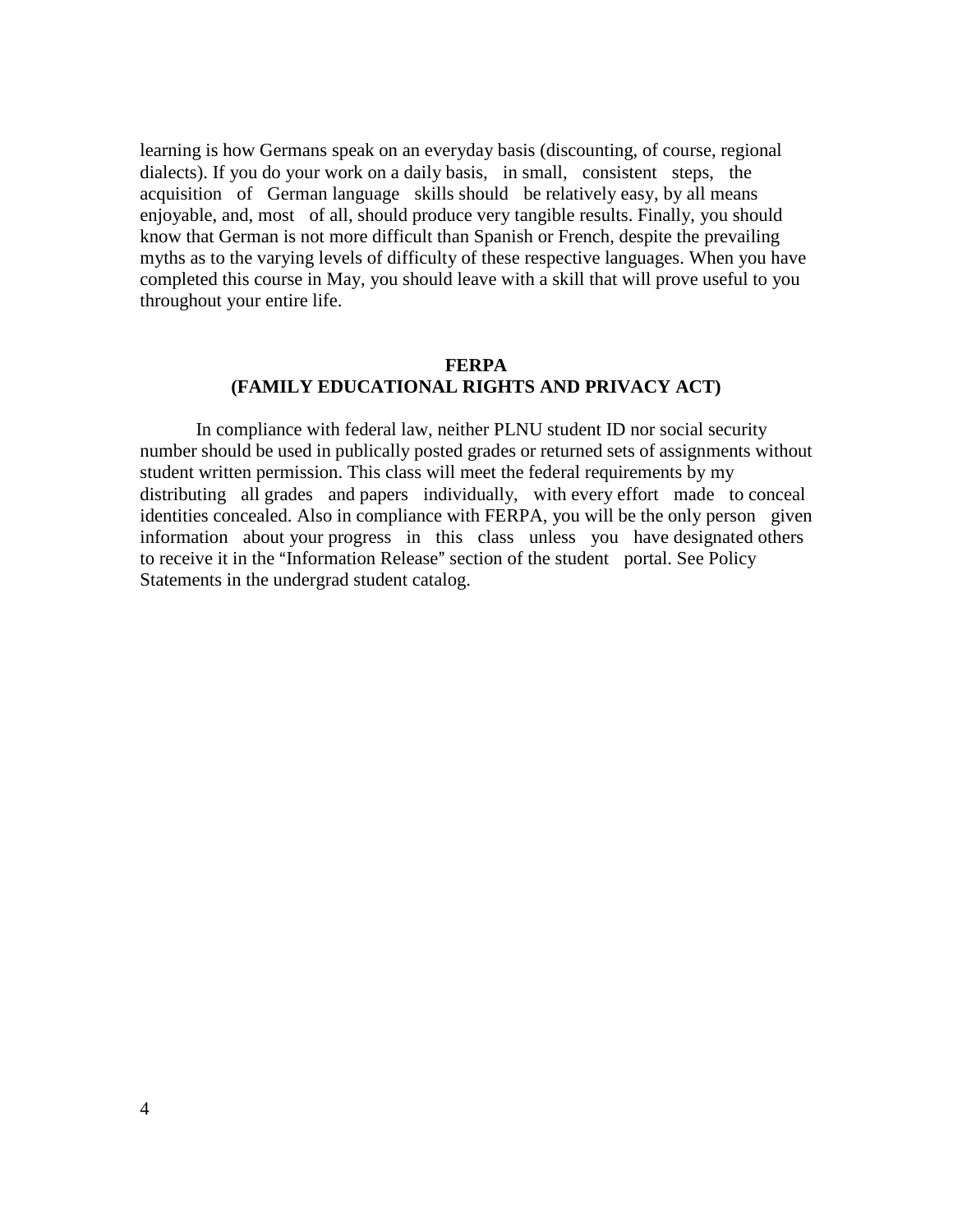learning is how Germans speak on an everyday basis (discounting, of course, regional dialects). If you do your work on a daily basis, in small, consistent steps, the acquisition of German language skills should be relatively easy, by all means enjoyable, and, most of all, should produce very tangible results. Finally, you should know that German is not more difficult than Spanish or French, despite the prevailing myths as to the varying levels of difficulty of these respective languages. When you have completed this course in May, you should leave with a skill that will prove useful to you throughout your entire life.

## FERPA
## (FAMILY EDUCATIONAL RIGHTS AND PRIVACY ACT)

In compliance with federal law, neither PLNU student ID nor social security number should be used in publically posted grades or returned sets of assignments without student written permission. This class will meet the federal requirements by my distributing all grades and papers individually, with every effort made to conceal identities concealed. Also in compliance with FERPA, you will be the only person given information about your progress in this class unless you have designated others to receive it in the "Information Release" section of the student portal. See Policy Statements in the undergrad student catalog.